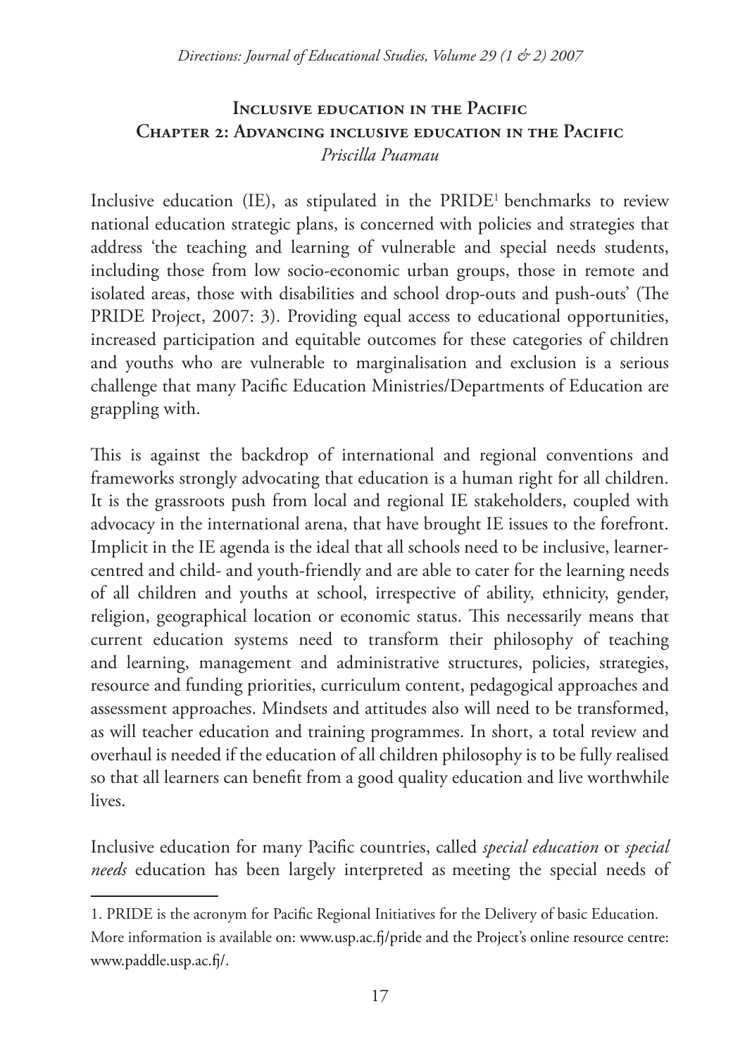# Inclusive education in the Pacific

## Chapter 2: Advancing inclusive education in the Pacific

*Priscilla Puamau*

Inclusive education (IE), as stipulated in the PRIDE[1] benchmarks to review national education strategic plans, is concerned with policies and strategies that address 'the teaching and learning of vulnerable and special needs students, including those from low socio-economic urban groups, those in remote and isolated areas, those with disabilities and school drop-outs and push-outs' (The PRIDE Project, 2007: 3). Providing equal access to educational opportunities, increased participation and equitable outcomes for these categories of children and youths who are vulnerable to marginalisation and exclusion is a serious challenge that many Pacific Education Ministries/Departments of Education are grappling with.

This is against the backdrop of international and regional conventions and frameworks strongly advocating that education is a human right for all children. It is the grassroots push from local and regional IE stakeholders, coupled with advocacy in the international arena, that have brought IE issues to the forefront. Implicit in the IE agenda is the ideal that all schools need to be inclusive, learner-centred and child- and youth-friendly and are able to cater for the learning needs of all children and youths at school, irrespective of ability, ethnicity, gender, religion, geographical location or economic status. This necessarily means that current education systems need to transform their philosophy of teaching and learning, management and administrative structures, policies, strategies, resource and funding priorities, curriculum content, pedagogical approaches and assessment approaches. Mindsets and attitudes also will need to be transformed, as will teacher education and training programmes. In short, a total review and overhaul is needed if the education of all children philosophy is to be fully realised so that all learners can benefit from a good quality education and live worthwhile lives.

Inclusive education for many Pacific countries, called *special education* or *special needs* education has been largely interpreted as meeting the special needs of

---

1. PRIDE is the acronym for Pacific Regional Initiatives for the Delivery of basic Education. More information is available on: www.usp.ac.fj/pride and the Project's online resource centre: www.paddle.usp.ac.fj/.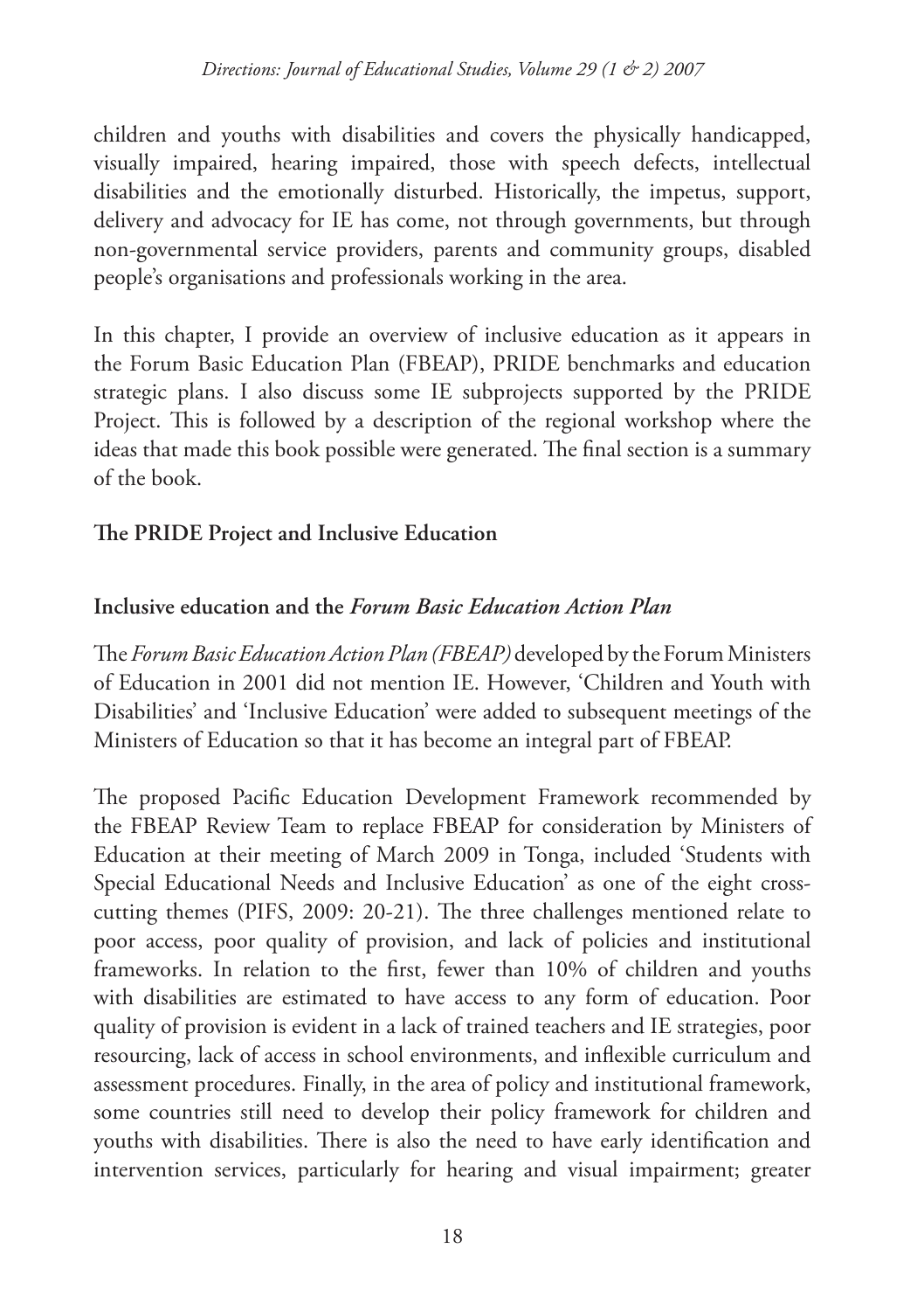children and youths with disabilities and covers the physically handicapped, visually impaired, hearing impaired, those with speech defects, intellectual disabilities and the emotionally disturbed. Historically, the impetus, support, delivery and advocacy for IE has come, not through governments, but through non-governmental service providers, parents and community groups, disabled people's organisations and professionals working in the area.

In this chapter, I provide an overview of inclusive education as it appears in the Forum Basic Education Plan (FBEAP), PRIDE benchmarks and education strategic plans. I also discuss some IE subprojects supported by the PRIDE Project. This is followed by a description of the regional workshop where the ideas that made this book possible were generated. The final section is a summary of the book.

## The PRIDE Project and Inclusive Education

### Inclusive education and the *Forum Basic Education Action Plan*

The *Forum Basic Education Action Plan (FBEAP)* developed by the Forum Ministers of Education in 2001 did not mention IE. However, 'Children and Youth with Disabilities' and 'Inclusive Education' were added to subsequent meetings of the Ministers of Education so that it has become an integral part of FBEAP.

The proposed Pacific Education Development Framework recommended by the FBEAP Review Team to replace FBEAP for consideration by Ministers of Education at their meeting of March 2009 in Tonga, included 'Students with Special Educational Needs and Inclusive Education' as one of the eight cross-cutting themes (PIFS, 2009: 20-21). The three challenges mentioned relate to poor access, poor quality of provision, and lack of policies and institutional frameworks. In relation to the first, fewer than 10% of children and youths with disabilities are estimated to have access to any form of education. Poor quality of provision is evident in a lack of trained teachers and IE strategies, poor resourcing, lack of access in school environments, and inflexible curriculum and assessment procedures. Finally, in the area of policy and institutional framework, some countries still need to develop their policy framework for children and youths with disabilities. There is also the need to have early identification and intervention services, particularly for hearing and visual impairment; greater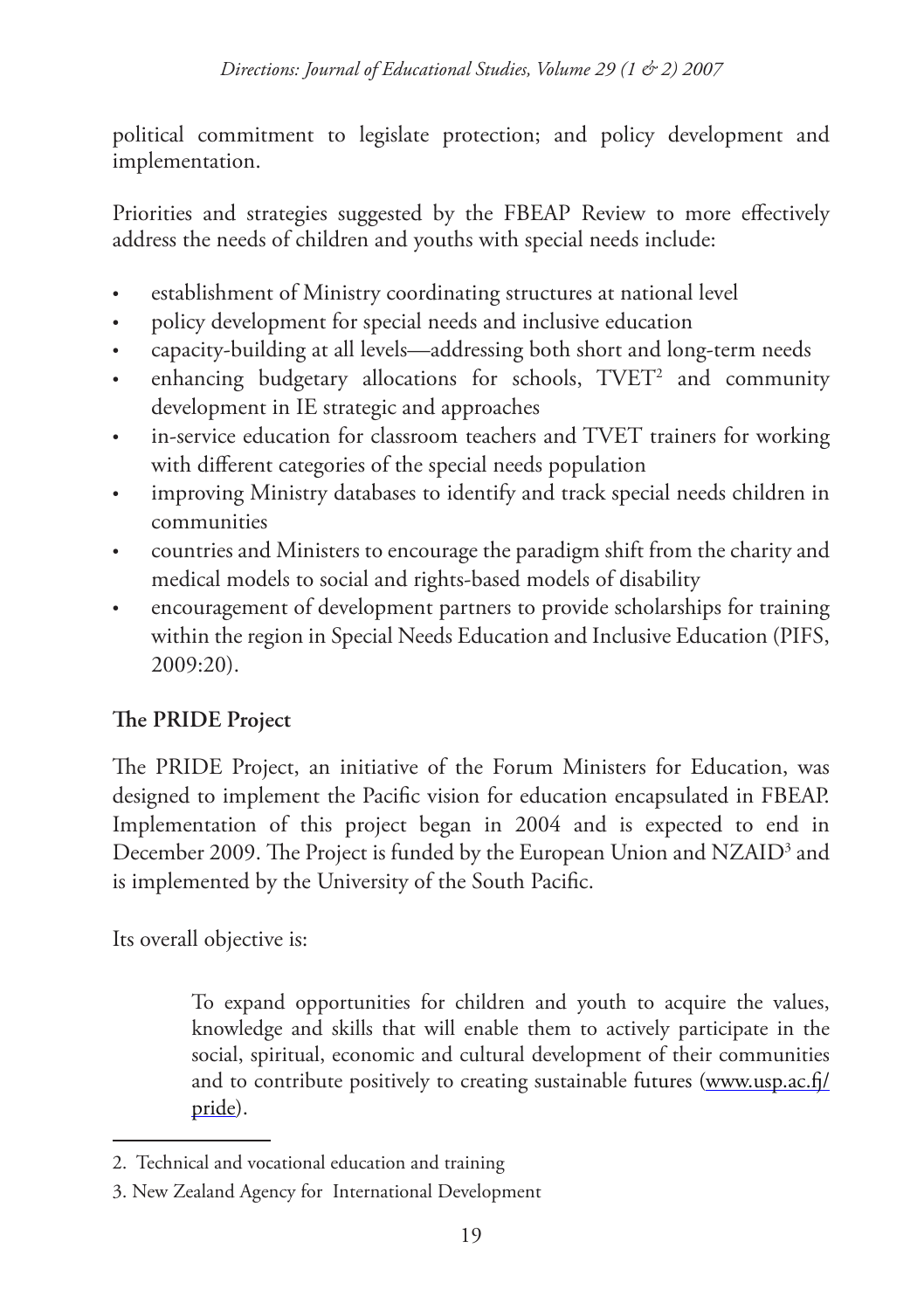political commitment to legislate protection; and policy development and implementation.

Priorities and strategies suggested by the FBEAP Review to more effectively address the needs of children and youths with special needs include:

- establishment of Ministry coordinating structures at national level
- policy development for special needs and inclusive education
- capacity-building at all levels—addressing both short and long-term needs
- enhancing budgetary allocations for schools, TVET[2] and community development in IE strategic and approaches
- in-service education for classroom teachers and TVET trainers for working with different categories of the special needs population
- improving Ministry databases to identify and track special needs children in communities
- countries and Ministers to encourage the paradigm shift from the charity and medical models to social and rights-based models of disability
- encouragement of development partners to provide scholarships for training within the region in Special Needs Education and Inclusive Education (PIFS, 2009:20).

**The PRIDE Project**

The PRIDE Project, an initiative of the Forum Ministers for Education, was designed to implement the Pacific vision for education encapsulated in FBEAP. Implementation of this project began in 2004 and is expected to end in December 2009. The Project is funded by the European Union and NZAID[3] and is implemented by the University of the South Pacific.

Its overall objective is:

> To expand opportunities for children and youth to acquire the values, knowledge and skills that will enable them to actively participate in the social, spiritual, economic and cultural development of their communities and to contribute positively to creating sustainable futures (www.usp.ac.fj/pride).

---

2. Technical and vocational education and training

3. New Zealand Agency for International Development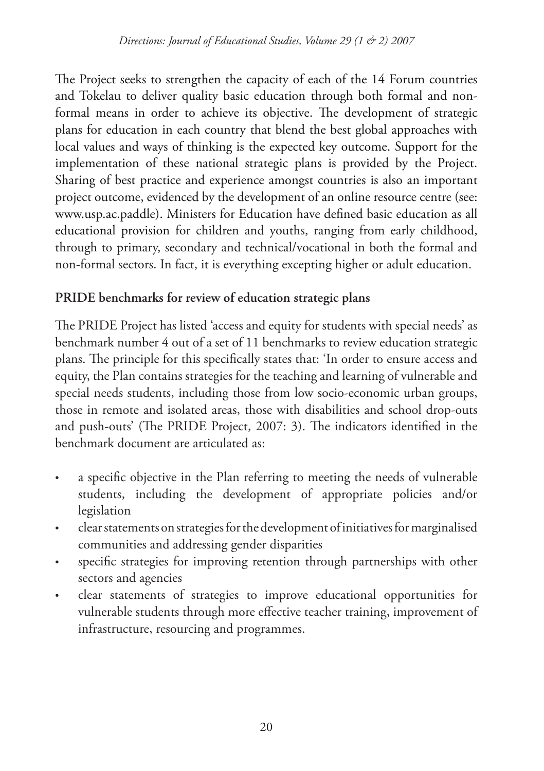The Project seeks to strengthen the capacity of each of the 14 Forum countries and Tokelau to deliver quality basic education through both formal and non-formal means in order to achieve its objective. The development of strategic plans for education in each country that blend the best global approaches with local values and ways of thinking is the expected key outcome. Support for the implementation of these national strategic plans is provided by the Project. Sharing of best practice and experience amongst countries is also an important project outcome, evidenced by the development of an online resource centre (see: www.usp.ac.paddle). Ministers for Education have defined basic education as all educational provision for children and youths, ranging from early childhood, through to primary, secondary and technical/vocational in both the formal and non-formal sectors. In fact, it is everything excepting higher or adult education.

**PRIDE benchmarks for review of education strategic plans**

The PRIDE Project has listed 'access and equity for students with special needs' as benchmark number 4 out of a set of 11 benchmarks to review education strategic plans. The principle for this specifically states that: 'In order to ensure access and equity, the Plan contains strategies for the teaching and learning of vulnerable and special needs students, including those from low socio-economic urban groups, those in remote and isolated areas, those with disabilities and school drop-outs and push-outs' (The PRIDE Project, 2007: 3). The indicators identified in the benchmark document are articulated as:

- a specific objective in the Plan referring to meeting the needs of vulnerable students, including the development of appropriate policies and/or legislation
- clear statements on strategies for the development of initiatives for marginalised communities and addressing gender disparities
- specific strategies for improving retention through partnerships with other sectors and agencies
- clear statements of strategies to improve educational opportunities for vulnerable students through more effective teacher training, improvement of infrastructure, resourcing and programmes.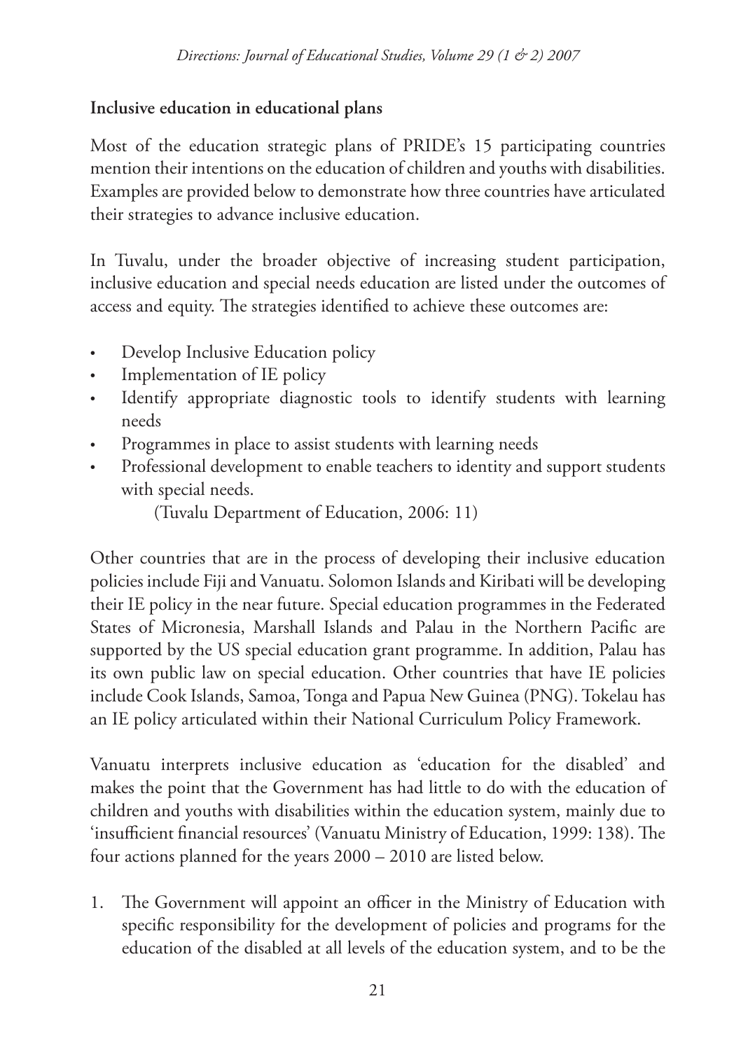**Inclusive education in educational plans**

Most of the education strategic plans of PRIDE's 15 participating countries mention their intentions on the education of children and youths with disabilities. Examples are provided below to demonstrate how three countries have articulated their strategies to advance inclusive education.

In Tuvalu, under the broader objective of increasing student participation, inclusive education and special needs education are listed under the outcomes of access and equity. The strategies identified to achieve these outcomes are:

- Develop Inclusive Education policy
- Implementation of IE policy
- Identify appropriate diagnostic tools to identify students with learning needs
- Programmes in place to assist students with learning needs
- Professional development to enable teachers to identity and support students with special needs.

 (Tuvalu Department of Education, 2006: 11)

Other countries that are in the process of developing their inclusive education policies include Fiji and Vanuatu. Solomon Islands and Kiribati will be developing their IE policy in the near future. Special education programmes in the Federated States of Micronesia, Marshall Islands and Palau in the Northern Pacific are supported by the US special education grant programme. In addition, Palau has its own public law on special education. Other countries that have IE policies include Cook Islands, Samoa, Tonga and Papua New Guinea (PNG). Tokelau has an IE policy articulated within their National Curriculum Policy Framework.

Vanuatu interprets inclusive education as 'education for the disabled' and makes the point that the Government has had little to do with the education of children and youths with disabilities within the education system, mainly due to 'insufficient financial resources' (Vanuatu Ministry of Education, 1999: 138). The four actions planned for the years 2000 – 2010 are listed below.

1. The Government will appoint an officer in the Ministry of Education with specific responsibility for the development of policies and programs for the education of the disabled at all levels of the education system, and to be the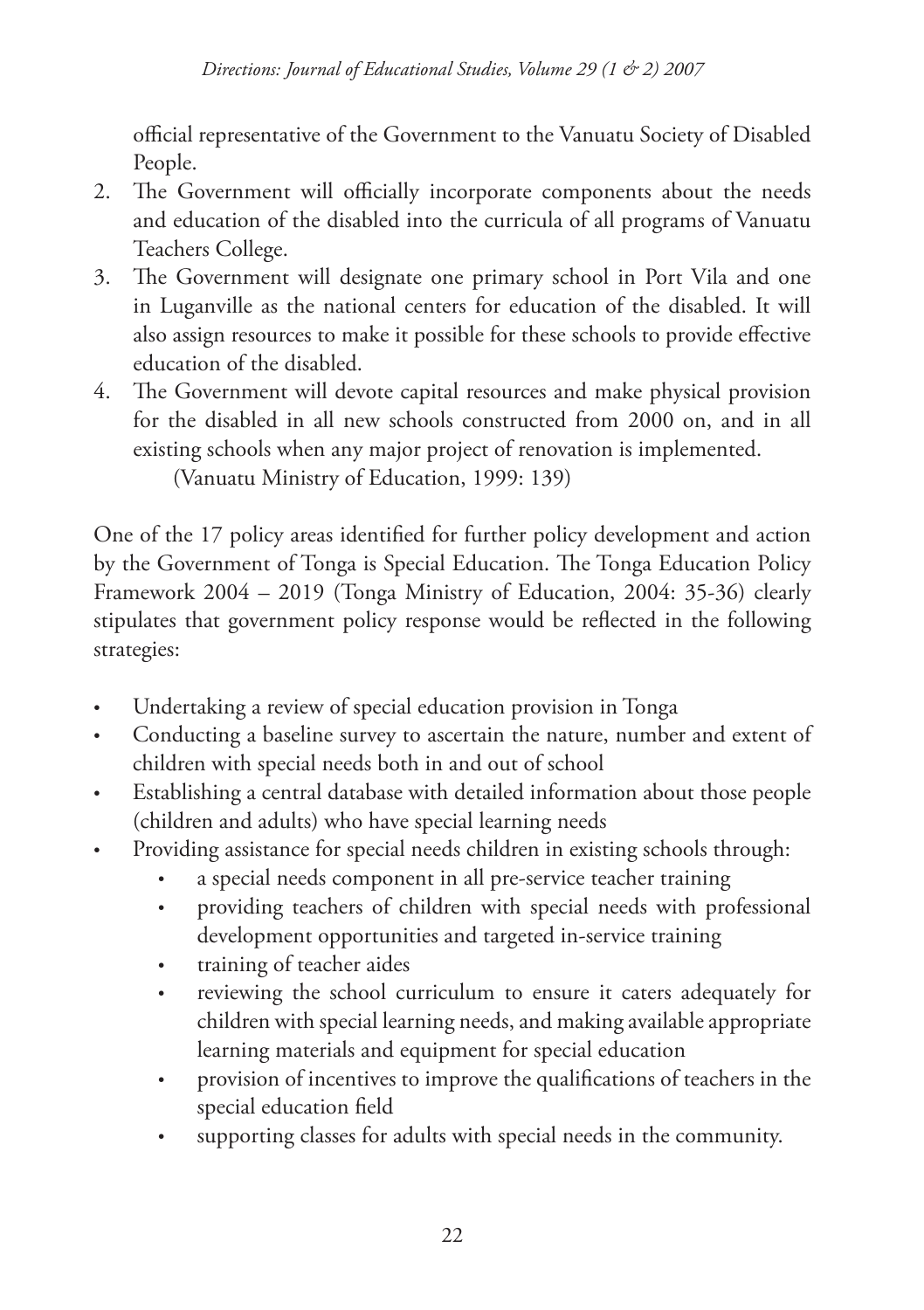official representative of the Government to the Vanuatu Society of Disabled People.

2. The Government will officially incorporate components about the needs and education of the disabled into the curricula of all programs of Vanuatu Teachers College.
3. The Government will designate one primary school in Port Vila and one in Luganville as the national centers for education of the disabled. It will also assign resources to make it possible for these schools to provide effective education of the disabled.
4. The Government will devote capital resources and make physical provision for the disabled in all new schools constructed from 2000 on, and in all existing schools when any major project of renovation is implemented.

(Vanuatu Ministry of Education, 1999: 139)

One of the 17 policy areas identified for further policy development and action by the Government of Tonga is Special Education. The Tonga Education Policy Framework 2004 – 2019 (Tonga Ministry of Education, 2004: 35-36) clearly stipulates that government policy response would be reflected in the following strategies:

- Undertaking a review of special education provision in Tonga
- Conducting a baseline survey to ascertain the nature, number and extent of children with special needs both in and out of school
- Establishing a central database with detailed information about those people (children and adults) who have special learning needs
- Providing assistance for special needs children in existing schools through:
  - a special needs component in all pre-service teacher training
  - providing teachers of children with special needs with professional development opportunities and targeted in-service training
  - training of teacher aides
  - reviewing the school curriculum to ensure it caters adequately for children with special learning needs, and making available appropriate learning materials and equipment for special education
  - provision of incentives to improve the qualifications of teachers in the special education field
  - supporting classes for adults with special needs in the community.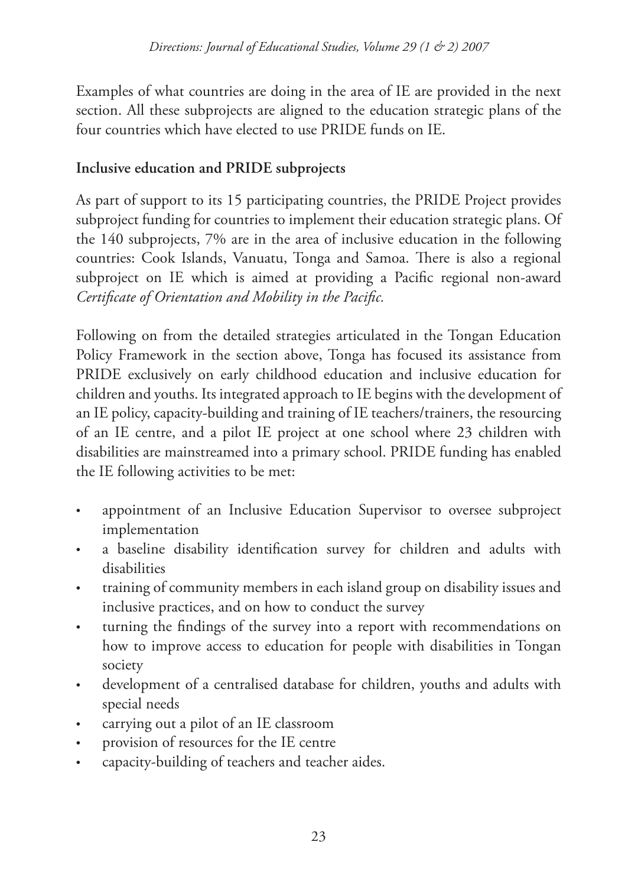Examples of what countries are doing in the area of IE are provided in the next section. All these subprojects are aligned to the education strategic plans of the four countries which have elected to use PRIDE funds on IE.

**Inclusive education and PRIDE subprojects**

As part of support to its 15 participating countries, the PRIDE Project provides subproject funding for countries to implement their education strategic plans. Of the 140 subprojects, 7% are in the area of inclusive education in the following countries: Cook Islands, Vanuatu, Tonga and Samoa. There is also a regional subproject on IE which is aimed at providing a Pacific regional non-award *Certificate of Orientation and Mobility in the Pacific.*

Following on from the detailed strategies articulated in the Tongan Education Policy Framework in the section above, Tonga has focused its assistance from PRIDE exclusively on early childhood education and inclusive education for children and youths. Its integrated approach to IE begins with the development of an IE policy, capacity-building and training of IE teachers/trainers, the resourcing of an IE centre, and a pilot IE project at one school where 23 children with disabilities are mainstreamed into a primary school. PRIDE funding has enabled the IE following activities to be met:

- appointment of an Inclusive Education Supervisor to oversee subproject implementation
- a baseline disability identification survey for children and adults with disabilities
- training of community members in each island group on disability issues and inclusive practices, and on how to conduct the survey
- turning the findings of the survey into a report with recommendations on how to improve access to education for people with disabilities in Tongan society
- development of a centralised database for children, youths and adults with special needs
- carrying out a pilot of an IE classroom
- provision of resources for the IE centre
- capacity-building of teachers and teacher aides.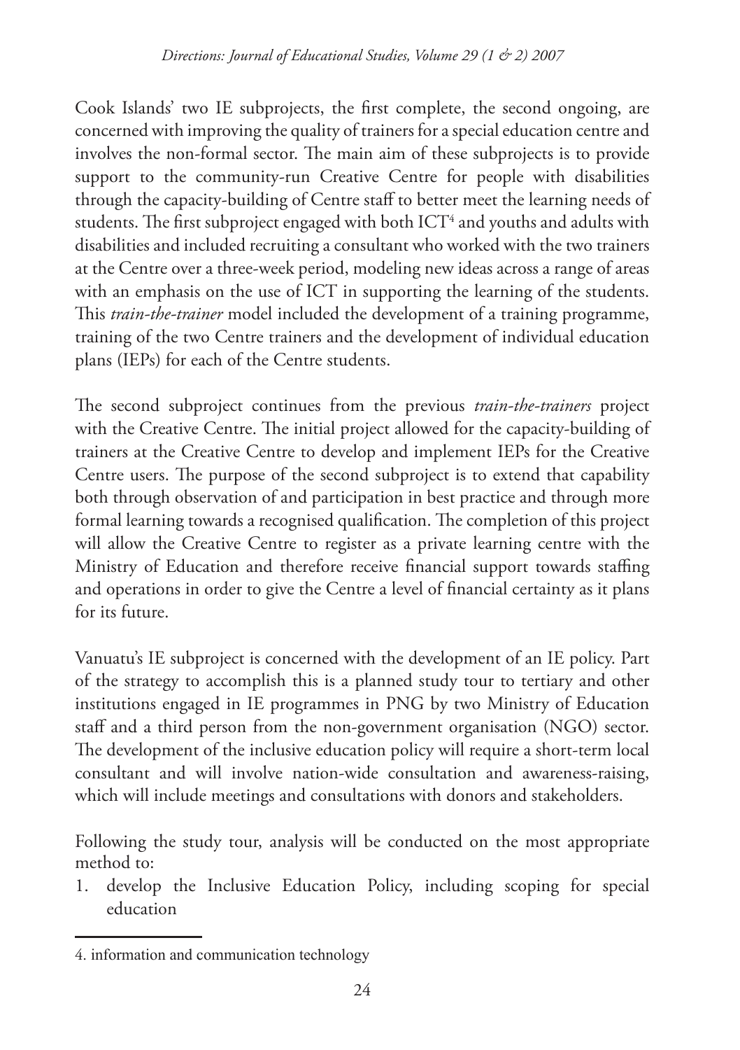Cook Islands' two IE subprojects, the first complete, the second ongoing, are concerned with improving the quality of trainers for a special education centre and involves the non-formal sector. The main aim of these subprojects is to provide support to the community-run Creative Centre for people with disabilities through the capacity-building of Centre staff to better meet the learning needs of students. The first subproject engaged with both ICT[4] and youths and adults with disabilities and included recruiting a consultant who worked with the two trainers at the Centre over a three-week period, modeling new ideas across a range of areas with an emphasis on the use of ICT in supporting the learning of the students. This *train-the-trainer* model included the development of a training programme, training of the two Centre trainers and the development of individual education plans (IEPs) for each of the Centre students.

The second subproject continues from the previous *train-the-trainers* project with the Creative Centre. The initial project allowed for the capacity-building of trainers at the Creative Centre to develop and implement IEPs for the Creative Centre users. The purpose of the second subproject is to extend that capability both through observation of and participation in best practice and through more formal learning towards a recognised qualification. The completion of this project will allow the Creative Centre to register as a private learning centre with the Ministry of Education and therefore receive financial support towards staffing and operations in order to give the Centre a level of financial certainty as it plans for its future.

Vanuatu's IE subproject is concerned with the development of an IE policy. Part of the strategy to accomplish this is a planned study tour to tertiary and other institutions engaged in IE programmes in PNG by two Ministry of Education staff and a third person from the non-government organisation (NGO) sector. The development of the inclusive education policy will require a short-term local consultant and will involve nation-wide consultation and awareness-raising, which will include meetings and consultations with donors and stakeholders.

Following the study tour, analysis will be conducted on the most appropriate method to:

1. develop the Inclusive Education Policy, including scoping for special education

---

4. information and communication technology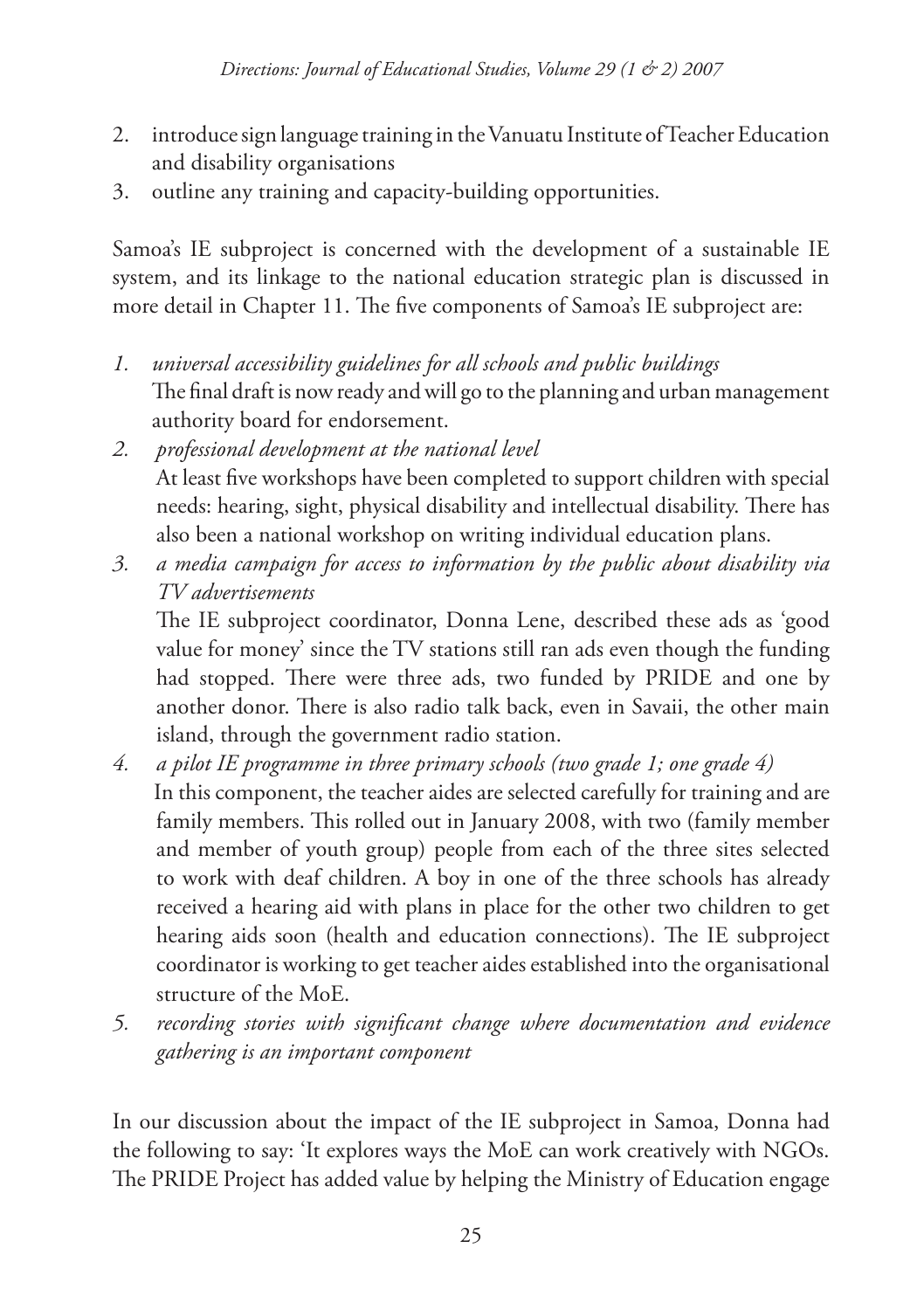2. introduce sign language training in the Vanuatu Institute of Teacher Education and disability organisations
3. outline any training and capacity-building opportunities.

Samoa's IE subproject is concerned with the development of a sustainable IE system, and its linkage to the national education strategic plan is discussed in more detail in Chapter 11. The five components of Samoa's IE subproject are:

1. *universal accessibility guidelines for all schools and public buildings*
   The final draft is now ready and will go to the planning and urban management authority board for endorsement.
2. *professional development at the national level*
   At least five workshops have been completed to support children with special needs: hearing, sight, physical disability and intellectual disability. There has also been a national workshop on writing individual education plans.
3. *a media campaign for access to information by the public about disability via TV advertisements*
   The IE subproject coordinator, Donna Lene, described these ads as 'good value for money' since the TV stations still ran ads even though the funding had stopped. There were three ads, two funded by PRIDE and one by another donor. There is also radio talk back, even in Savaii, the other main island, through the government radio station.
4. *a pilot IE programme in three primary schools (two grade 1; one grade 4)*
   In this component, the teacher aides are selected carefully for training and are family members. This rolled out in January 2008, with two (family member and member of youth group) people from each of the three sites selected to work with deaf children. A boy in one of the three schools has already received a hearing aid with plans in place for the other two children to get hearing aids soon (health and education connections). The IE subproject coordinator is working to get teacher aides established into the organisational structure of the MoE.
5. *recording stories with significant change where documentation and evidence gathering is an important component*

In our discussion about the impact of the IE subproject in Samoa, Donna had the following to say: 'It explores ways the MoE can work creatively with NGOs. The PRIDE Project has added value by helping the Ministry of Education engage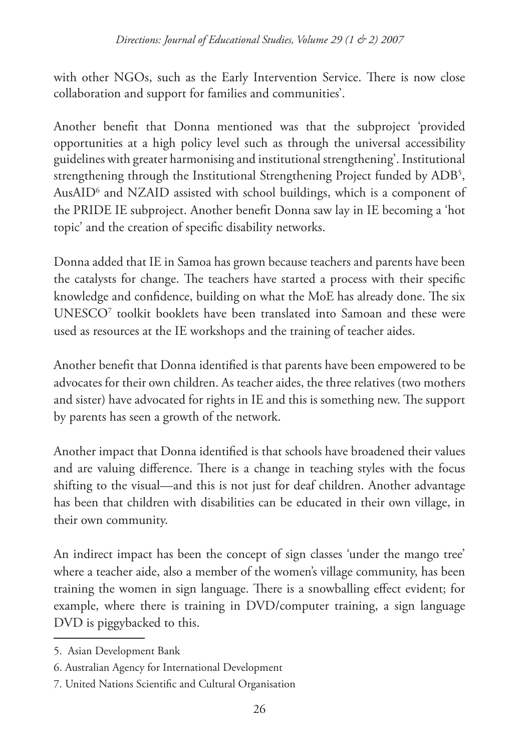with other NGOs, such as the Early Intervention Service. There is now close collaboration and support for families and communities'.

Another benefit that Donna mentioned was that the subproject 'provided opportunities at a high policy level such as through the universal accessibility guidelines with greater harmonising and institutional strengthening'. Institutional strengthening through the Institutional Strengthening Project funded by ADB[5], AusAID[6] and NZAID assisted with school buildings, which is a component of the PRIDE IE subproject. Another benefit Donna saw lay in IE becoming a 'hot topic' and the creation of specific disability networks.

Donna added that IE in Samoa has grown because teachers and parents have been the catalysts for change. The teachers have started a process with their specific knowledge and confidence, building on what the MoE has already done. The six UNESCO[7] toolkit booklets have been translated into Samoan and these were used as resources at the IE workshops and the training of teacher aides.

Another benefit that Donna identified is that parents have been empowered to be advocates for their own children. As teacher aides, the three relatives (two mothers and sister) have advocated for rights in IE and this is something new. The support by parents has seen a growth of the network.

Another impact that Donna identified is that schools have broadened their values and are valuing difference. There is a change in teaching styles with the focus shifting to the visual—and this is not just for deaf children. Another advantage has been that children with disabilities can be educated in their own village, in their own community.

An indirect impact has been the concept of sign classes 'under the mango tree' where a teacher aide, also a member of the women's village community, has been training the women in sign language. There is a snowballing effect evident; for example, where there is training in DVD/computer training, a sign language DVD is piggybacked to this.

---

5. Asian Development Bank

6. Australian Agency for International Development

7. United Nations Scientific and Cultural Organisation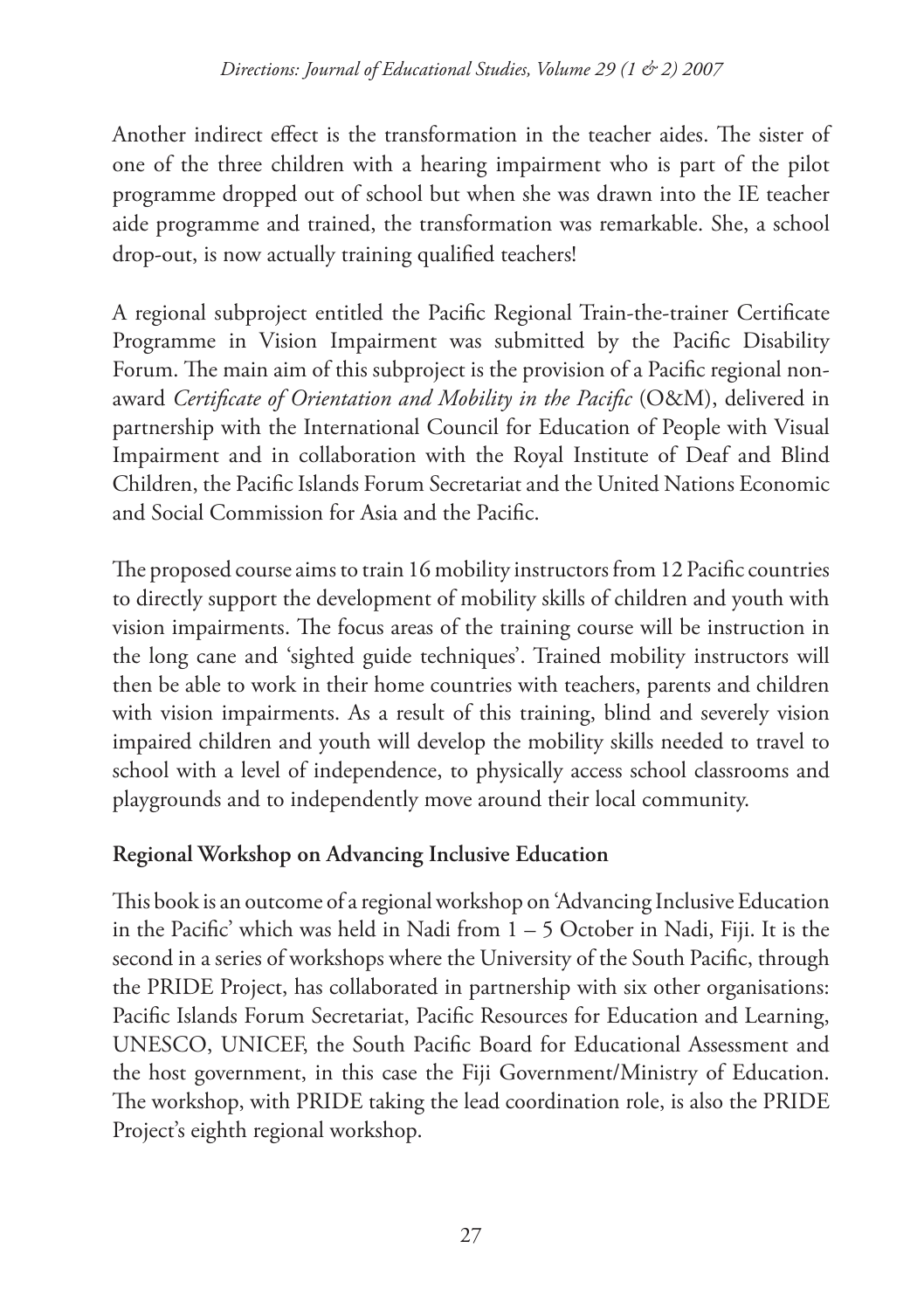Another indirect effect is the transformation in the teacher aides. The sister of one of the three children with a hearing impairment who is part of the pilot programme dropped out of school but when she was drawn into the IE teacher aide programme and trained, the transformation was remarkable. She, a school drop-out, is now actually training qualified teachers!

A regional subproject entitled the Pacific Regional Train-the-trainer Certificate Programme in Vision Impairment was submitted by the Pacific Disability Forum. The main aim of this subproject is the provision of a Pacific regional non-award *Certificate of Orientation and Mobility in the Pacific* (O&M), delivered in partnership with the International Council for Education of People with Visual Impairment and in collaboration with the Royal Institute of Deaf and Blind Children, the Pacific Islands Forum Secretariat and the United Nations Economic and Social Commission for Asia and the Pacific.

The proposed course aims to train 16 mobility instructors from 12 Pacific countries to directly support the development of mobility skills of children and youth with vision impairments. The focus areas of the training course will be instruction in the long cane and 'sighted guide techniques'. Trained mobility instructors will then be able to work in their home countries with teachers, parents and children with vision impairments. As a result of this training, blind and severely vision impaired children and youth will develop the mobility skills needed to travel to school with a level of independence, to physically access school classrooms and playgrounds and to independently move around their local community.

**Regional Workshop on Advancing Inclusive Education**

This book is an outcome of a regional workshop on 'Advancing Inclusive Education in the Pacific' which was held in Nadi from 1 – 5 October in Nadi, Fiji. It is the second in a series of workshops where the University of the South Pacific, through the PRIDE Project, has collaborated in partnership with six other organisations: Pacific Islands Forum Secretariat, Pacific Resources for Education and Learning, UNESCO, UNICEF, the South Pacific Board for Educational Assessment and the host government, in this case the Fiji Government/Ministry of Education. The workshop, with PRIDE taking the lead coordination role, is also the PRIDE Project's eighth regional workshop.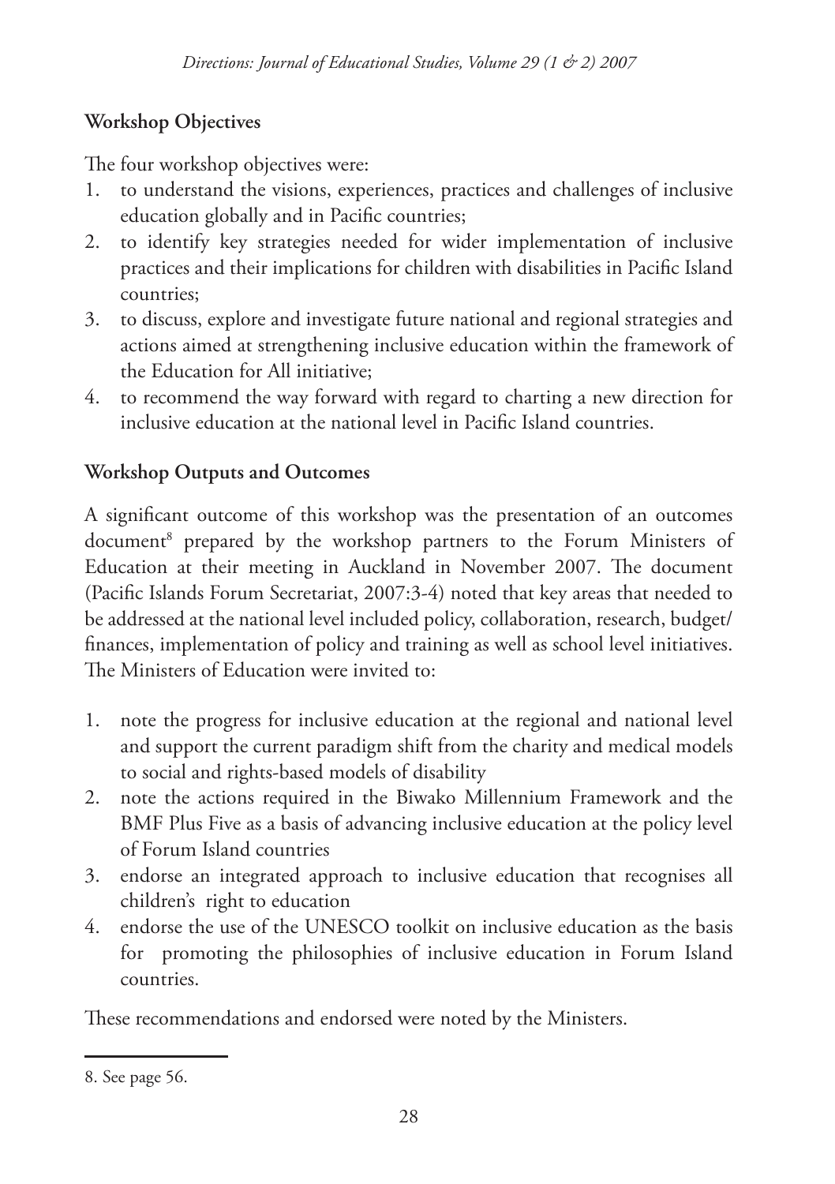## Workshop Objectives

The four workshop objectives were:

1. to understand the visions, experiences, practices and challenges of inclusive education globally and in Pacific countries;
2. to identify key strategies needed for wider implementation of inclusive practices and their implications for children with disabilities in Pacific Island countries;
3. to discuss, explore and investigate future national and regional strategies and actions aimed at strengthening inclusive education within the framework of the Education for All initiative;
4. to recommend the way forward with regard to charting a new direction for inclusive education at the national level in Pacific Island countries.

## Workshop Outputs and Outcomes

A significant outcome of this workshop was the presentation of an outcomes document[8] prepared by the workshop partners to the Forum Ministers of Education at their meeting in Auckland in November 2007. The document (Pacific Islands Forum Secretariat, 2007:3-4) noted that key areas that needed to be addressed at the national level included policy, collaboration, research, budget/ finances, implementation of policy and training as well as school level initiatives. The Ministers of Education were invited to:

1. note the progress for inclusive education at the regional and national level and support the current paradigm shift from the charity and medical models to social and rights-based models of disability
2. note the actions required in the Biwako Millennium Framework and the BMF Plus Five as a basis of advancing inclusive education at the policy level of Forum Island countries
3. endorse an integrated approach to inclusive education that recognises all children's right to education
4. endorse the use of the UNESCO toolkit on inclusive education as the basis for promoting the philosophies of inclusive education in Forum Island countries.

These recommendations and endorsed were noted by the Ministers.

---

8. See page 56.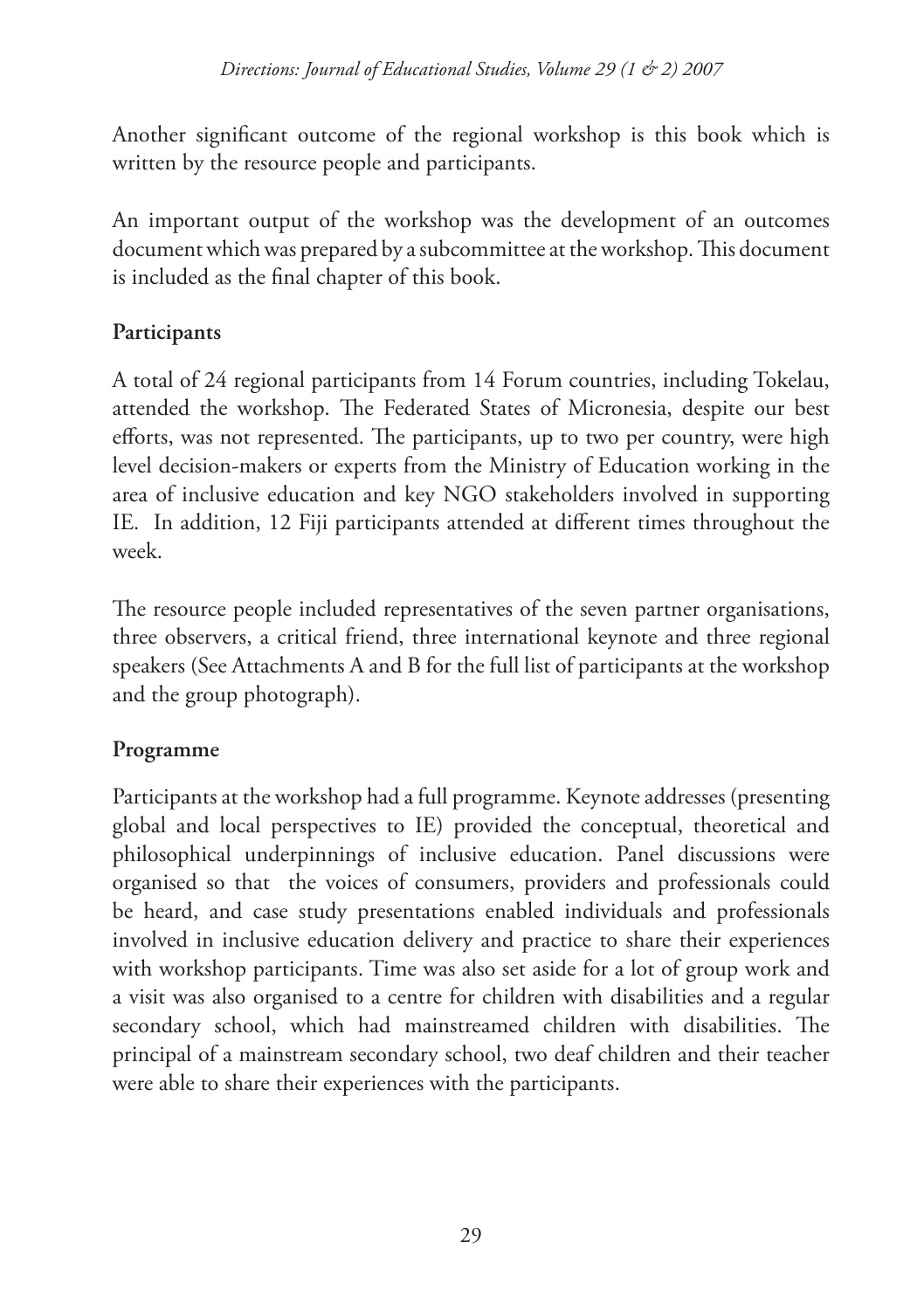Another significant outcome of the regional workshop is this book which is written by the resource people and participants.

An important output of the workshop was the development of an outcomes document which was prepared by a subcommittee at the workshop. This document is included as the final chapter of this book.

**Participants**

A total of 24 regional participants from 14 Forum countries, including Tokelau, attended the workshop. The Federated States of Micronesia, despite our best efforts, was not represented. The participants, up to two per country, were high level decision-makers or experts from the Ministry of Education working in the area of inclusive education and key NGO stakeholders involved in supporting IE. In addition, 12 Fiji participants attended at different times throughout the week.

The resource people included representatives of the seven partner organisations, three observers, a critical friend, three international keynote and three regional speakers (See Attachments A and B for the full list of participants at the workshop and the group photograph).

**Programme**

Participants at the workshop had a full programme. Keynote addresses (presenting global and local perspectives to IE) provided the conceptual, theoretical and philosophical underpinnings of inclusive education. Panel discussions were organised so that the voices of consumers, providers and professionals could be heard, and case study presentations enabled individuals and professionals involved in inclusive education delivery and practice to share their experiences with workshop participants. Time was also set aside for a lot of group work and a visit was also organised to a centre for children with disabilities and a regular secondary school, which had mainstreamed children with disabilities. The principal of a mainstream secondary school, two deaf children and their teacher were able to share their experiences with the participants.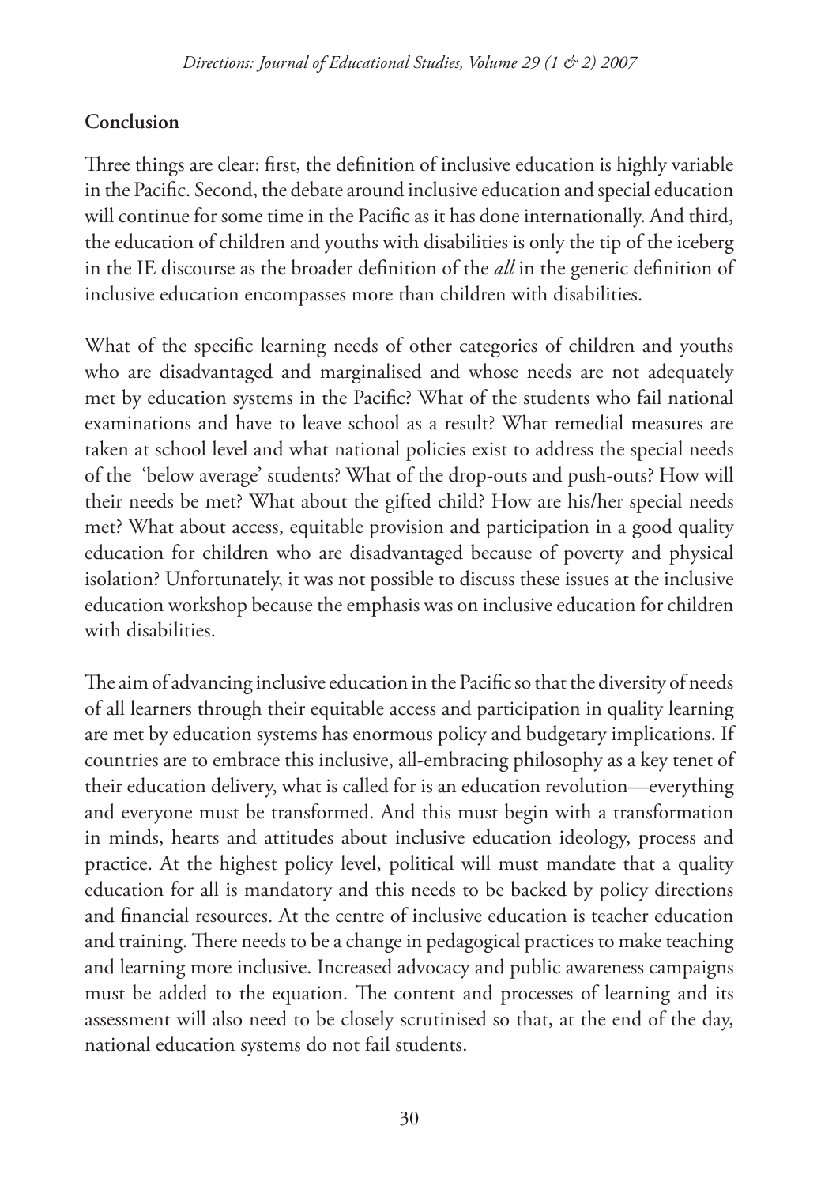## Conclusion

Three things are clear: first, the definition of inclusive education is highly variable in the Pacific. Second, the debate around inclusive education and special education will continue for some time in the Pacific as it has done internationally. And third, the education of children and youths with disabilities is only the tip of the iceberg in the IE discourse as the broader definition of the *all* in the generic definition of inclusive education encompasses more than children with disabilities.

What of the specific learning needs of other categories of children and youths who are disadvantaged and marginalised and whose needs are not adequately met by education systems in the Pacific? What of the students who fail national examinations and have to leave school as a result? What remedial measures are taken at school level and what national policies exist to address the special needs of the 'below average' students? What of the drop-outs and push-outs? How will their needs be met? What about the gifted child? How are his/her special needs met? What about access, equitable provision and participation in a good quality education for children who are disadvantaged because of poverty and physical isolation? Unfortunately, it was not possible to discuss these issues at the inclusive education workshop because the emphasis was on inclusive education for children with disabilities.

The aim of advancing inclusive education in the Pacific so that the diversity of needs of all learners through their equitable access and participation in quality learning are met by education systems has enormous policy and budgetary implications. If countries are to embrace this inclusive, all-embracing philosophy as a key tenet of their education delivery, what is called for is an education revolution—everything and everyone must be transformed. And this must begin with a transformation in minds, hearts and attitudes about inclusive education ideology, process and practice. At the highest policy level, political will must mandate that a quality education for all is mandatory and this needs to be backed by policy directions and financial resources. At the centre of inclusive education is teacher education and training. There needs to be a change in pedagogical practices to make teaching and learning more inclusive. Increased advocacy and public awareness campaigns must be added to the equation. The content and processes of learning and its assessment will also need to be closely scrutinised so that, at the end of the day, national education systems do not fail students.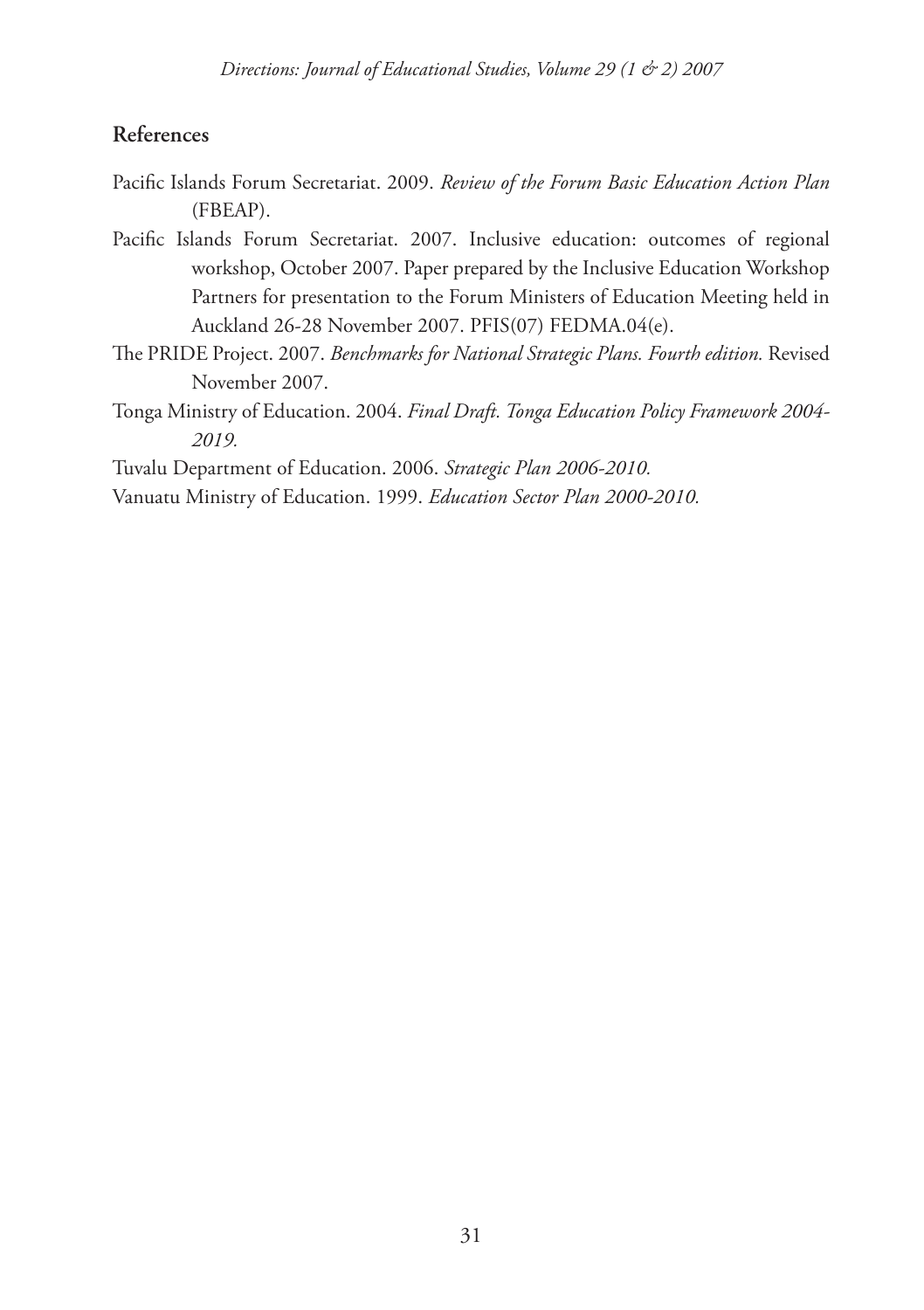## References

Pacific Islands Forum Secretariat. 2009. *Review of the Forum Basic Education Action Plan* (FBEAP).

Pacific Islands Forum Secretariat. 2007. Inclusive education: outcomes of regional workshop, October 2007. Paper prepared by the Inclusive Education Workshop Partners for presentation to the Forum Ministers of Education Meeting held in Auckland 26-28 November 2007. PFIS(07) FEDMA.04(e).

The PRIDE Project. 2007. *Benchmarks for National Strategic Plans. Fourth edition.* Revised November 2007.

Tonga Ministry of Education. 2004. *Final Draft. Tonga Education Policy Framework 2004-2019.*

Tuvalu Department of Education. 2006. *Strategic Plan 2006-2010.*

Vanuatu Ministry of Education. 1999. *Education Sector Plan 2000-2010.*